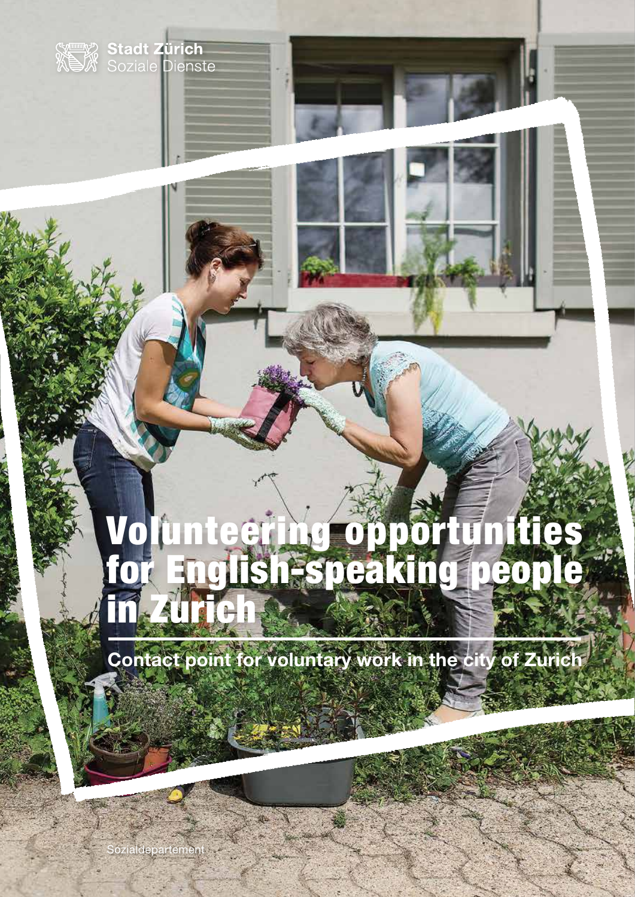Stadt Zürich
Soziale Dienste

# Volunteering opportunities for English-speaking people in Zurich

Contact point for voluntary work in the city of Zurich

Sozialdepartement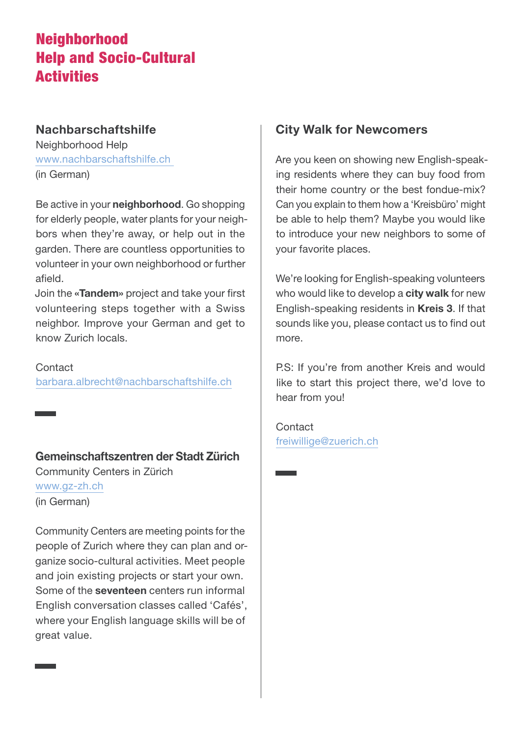# Neighborhood Help and Socio-Cultural Activities

### Nachbarschaftshilfe

Neighborhood Help
www.nachbarschaftshilfe.ch
(in German)

Be active in your **neighborhood**. Go shopping for elderly people, water plants for your neighbors when they're away, or help out in the garden. There are countless opportunities to volunteer in your own neighborhood or further afield.
Join the **«Tandem»** project and take your first volunteering steps together with a Swiss neighbor. Improve your German and get to know Zurich locals.

Contact
barbara.albrecht@nachbarschaftshilfe.ch

### Gemeinschaftszentren der Stadt Zürich

Community Centers in Zürich
www.gz-zh.ch
(in German)

Community Centers are meeting points for the people of Zurich where they can plan and organize socio-cultural activities. Meet people and join existing projects or start your own. Some of the **seventeen** centers run informal English conversation classes called 'Cafés', where your English language skills will be of great value.

### City Walk for Newcomers

Are you keen on showing new English-speaking residents where they can buy food from their home country or the best fondue-mix? Can you explain to them how a 'Kreisbüro' might be able to help them? Maybe you would like to introduce your new neighbors to some of your favorite places.

We're looking for English-speaking volunteers who would like to develop a **city walk** for new English-speaking residents in **Kreis 3**. If that sounds like you, please contact us to find out more.

P.S: If you're from another Kreis and would like to start this project there, we'd love to hear from you!

Contact
freiwillige@zuerich.ch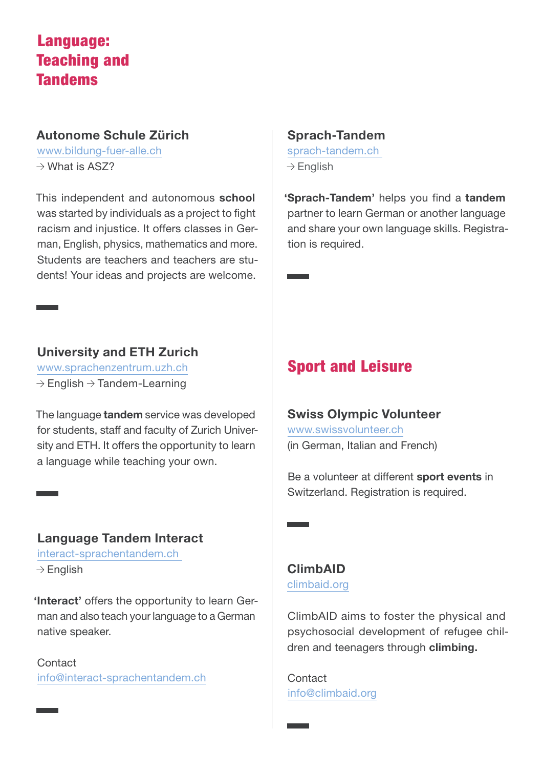# Language: Teaching and Tandems

### Autonome Schule Zürich

www.bildung-fuer-alle.ch
→ What is ASZ?

This independent and autonomous **school** was started by individuals as a project to fight racism and injustice. It offers classes in German, English, physics, mathematics and more. Students are teachers and teachers are students! Your ideas and projects are welcome.

### University and ETH Zurich

www.sprachenzentrum.uzh.ch
→ English → Tandem-Learning

The language **tandem** service was developed for students, staff and faculty of Zurich University and ETH. It offers the opportunity to learn a language while teaching your own.

### Language Tandem Interact

interact-sprachentandem.ch
→ English

**'Interact'** offers the opportunity to learn German and also teach your language to a German native speaker.

Contact
info@interact-sprachentandem.ch

### Sprach-Tandem

sprach-tandem.ch
→ English

**'Sprach-Tandem'** helps you find a **tandem** partner to learn German or another language and share your own language skills. Registration is required.

## Sport and Leisure

### Swiss Olympic Volunteer

www.swissvolunteer.ch
(in German, Italian and French)

Be a volunteer at different **sport events** in Switzerland. Registration is required.

### ClimbAID

climbaid.org

ClimbAID aims to foster the physical and psychosocial development of refugee children and teenagers through **climbing.**

Contact
info@climbaid.org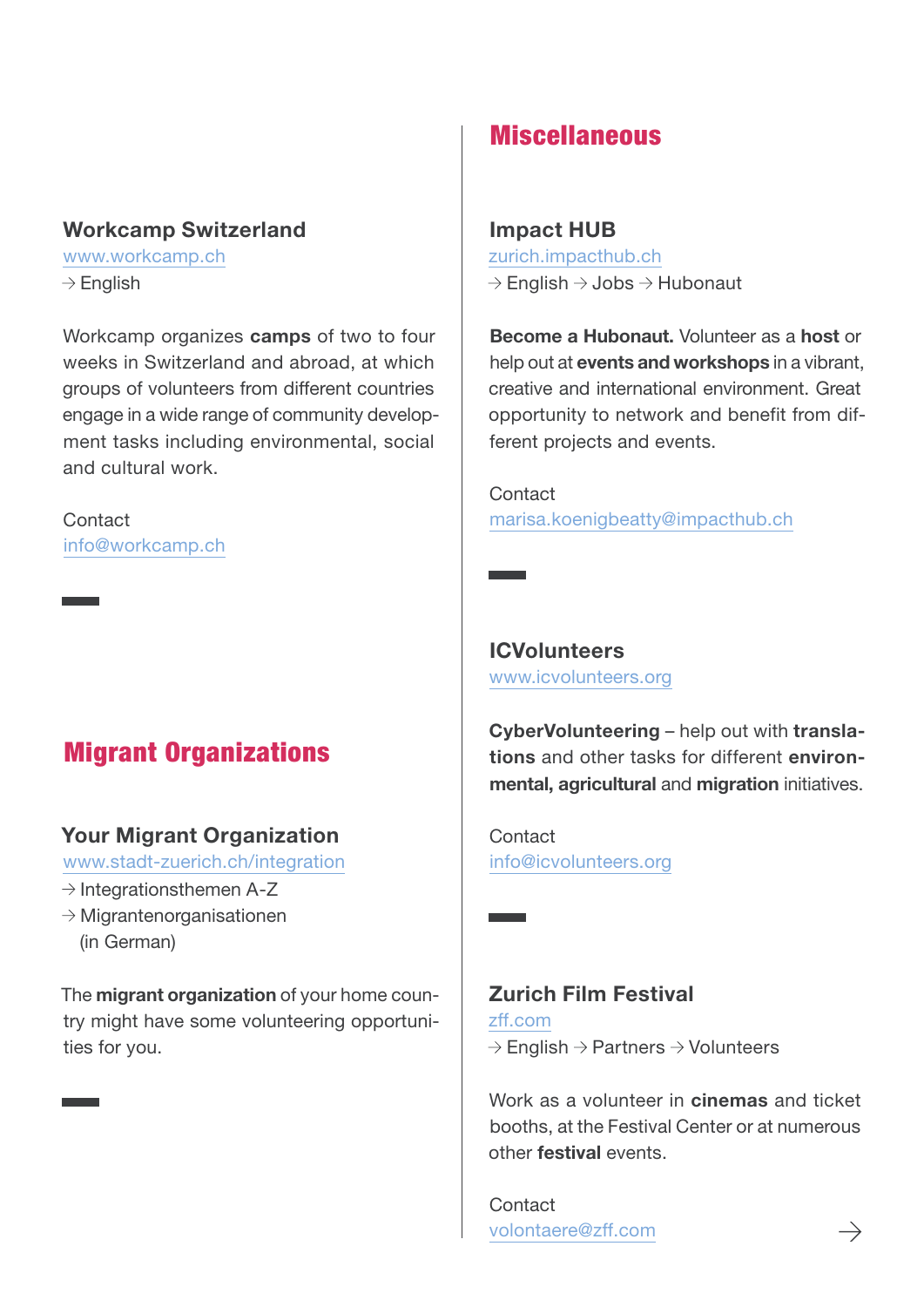### Workcamp Switzerland

www.workcamp.ch
→ English

Workcamp organizes **camps** of two to four weeks in Switzerland and abroad, at which groups of volunteers from different countries engage in a wide range of community development tasks including environmental, social and cultural work.

Contact
info@workcamp.ch

## Migrant Organizations

### Your Migrant Organization

www.stadt-zuerich.ch/integration
→ Integrationsthemen A-Z
→ Migrantenorganisationen (in German)

The **migrant organization** of your home country might have some volunteering opportunities for you.

## Miscellaneous

### Impact HUB

zurich.impacthub.ch
→ English → Jobs → Hubonaut

**Become a Hubonaut.** Volunteer as a **host** or help out at **events and workshops** in a vibrant, creative and international environment. Great opportunity to network and benefit from different projects and events.

Contact
marisa.koenigbeatty@impacthub.ch

### ICVolunteers

www.icvolunteers.org

**CyberVolunteering** – help out with **translations** and other tasks for different **environmental, agricultural** and **migration** initiatives.

Contact
info@icvolunteers.org

### Zurich Film Festival

zff.com
→ English → Partners → Volunteers

Work as a volunteer in **cinemas** and ticket booths, at the Festival Center or at numerous other **festival** events.

Contact
volontaere@zff.com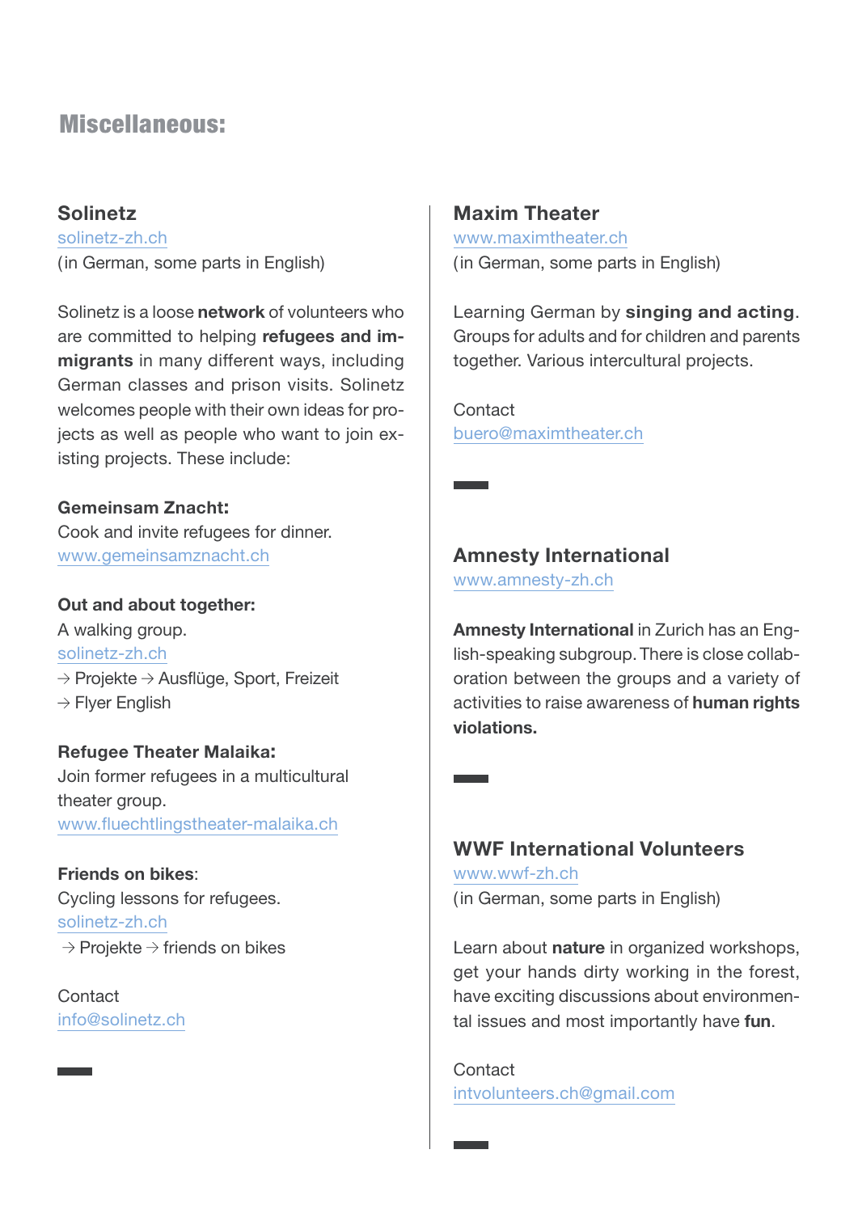# Miscellaneous:

## Solinetz

solinetz-zh.ch
(in German, some parts in English)

Solinetz is a loose **network** of volunteers who are committed to helping **refugees and immigrants** in many different ways, including German classes and prison visits. Solinetz welcomes people with their own ideas for projects as well as people who want to join existing projects. These include:

**Gemeinsam Znacht:**
Cook and invite refugees for dinner.
www.gemeinsamznacht.ch

**Out and about together:**
A walking group.
solinetz-zh.ch
→ Projekte → Ausflüge, Sport, Freizeit
→ Flyer English

**Refugee Theater Malaika:**
Join former refugees in a multicultural theater group.
www.fluechtlingstheater-malaika.ch

**Friends on bikes**:
Cycling lessons for refugees.
solinetz-zh.ch
→ Projekte → friends on bikes

Contact
info@solinetz.ch

## Maxim Theater

www.maximtheater.ch
(in German, some parts in English)

Learning German by **singing and acting**. Groups for adults and for children and parents together. Various intercultural projects.

Contact
buero@maximtheater.ch

## Amnesty International

www.amnesty-zh.ch

**Amnesty International** in Zurich has an English-speaking subgroup. There is close collaboration between the groups and a variety of activities to raise awareness of **human rights violations.**

## WWF International Volunteers

www.wwf-zh.ch
(in German, some parts in English)

Learn about **nature** in organized workshops, get your hands dirty working in the forest, have exciting discussions about environmental issues and most importantly have **fun**.

Contact
intvolunteers.ch@gmail.com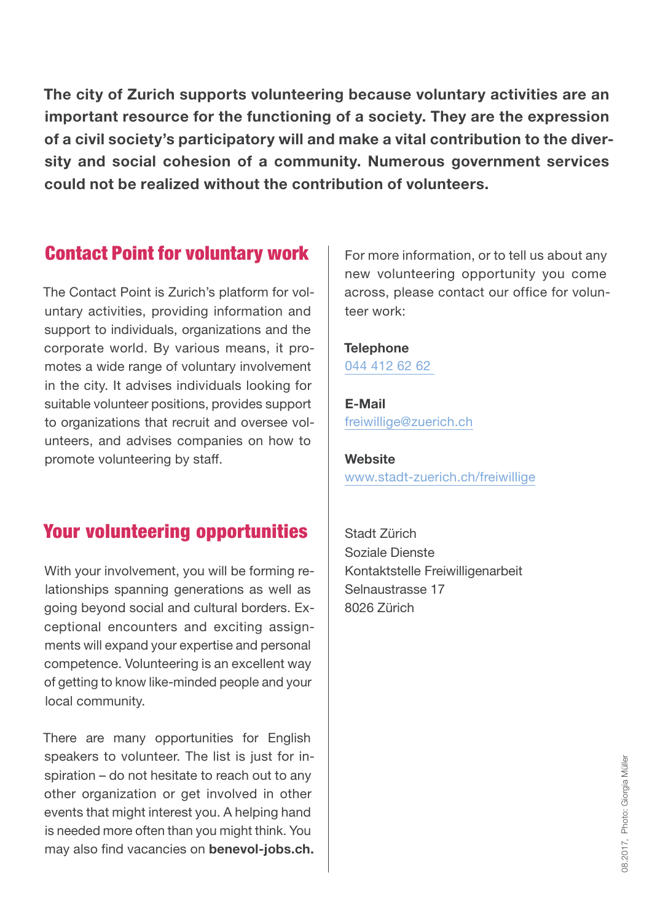**The city of Zurich supports volunteering because voluntary activities are an important resource for the functioning of a society. They are the expression of a civil society's participatory will and make a vital contribution to the diversity and social cohesion of a community. Numerous government services could not be realized without the contribution of volunteers.**

## Contact Point for voluntary work

The Contact Point is Zurich's platform for voluntary activities, providing information and support to individuals, organizations and the corporate world. By various means, it promotes a wide range of voluntary involvement in the city. It advises individuals looking for suitable volunteer positions, provides support to organizations that recruit and oversee volunteers, and advises companies on how to promote volunteering by staff.

## Your volunteering opportunities

With your involvement, you will be forming relationships spanning generations as well as going beyond social and cultural borders. Exceptional encounters and exciting assignments will expand your expertise and personal competence. Volunteering is an excellent way of getting to know like-minded people and your local community.

There are many opportunities for English speakers to volunteer. The list is just for inspiration – do not hesitate to reach out to any other organization or get involved in other events that might interest you. A helping hand is needed more often than you might think. You may also find vacancies on **benevol-jobs.ch.**

For more information, or to tell us about any new volunteering opportunity you come across, please contact our office for volunteer work:

**Telephone**
044 412 62 62

**E-Mail**
freiwillige@zuerich.ch

**Website**
www.stadt-zuerich.ch/freiwillige

Stadt Zürich
Soziale Dienste
Kontaktstelle Freiwilligenarbeit
Selnaustrasse 17
8026 Zürich

08.2017, Photo: Giorgia Müller